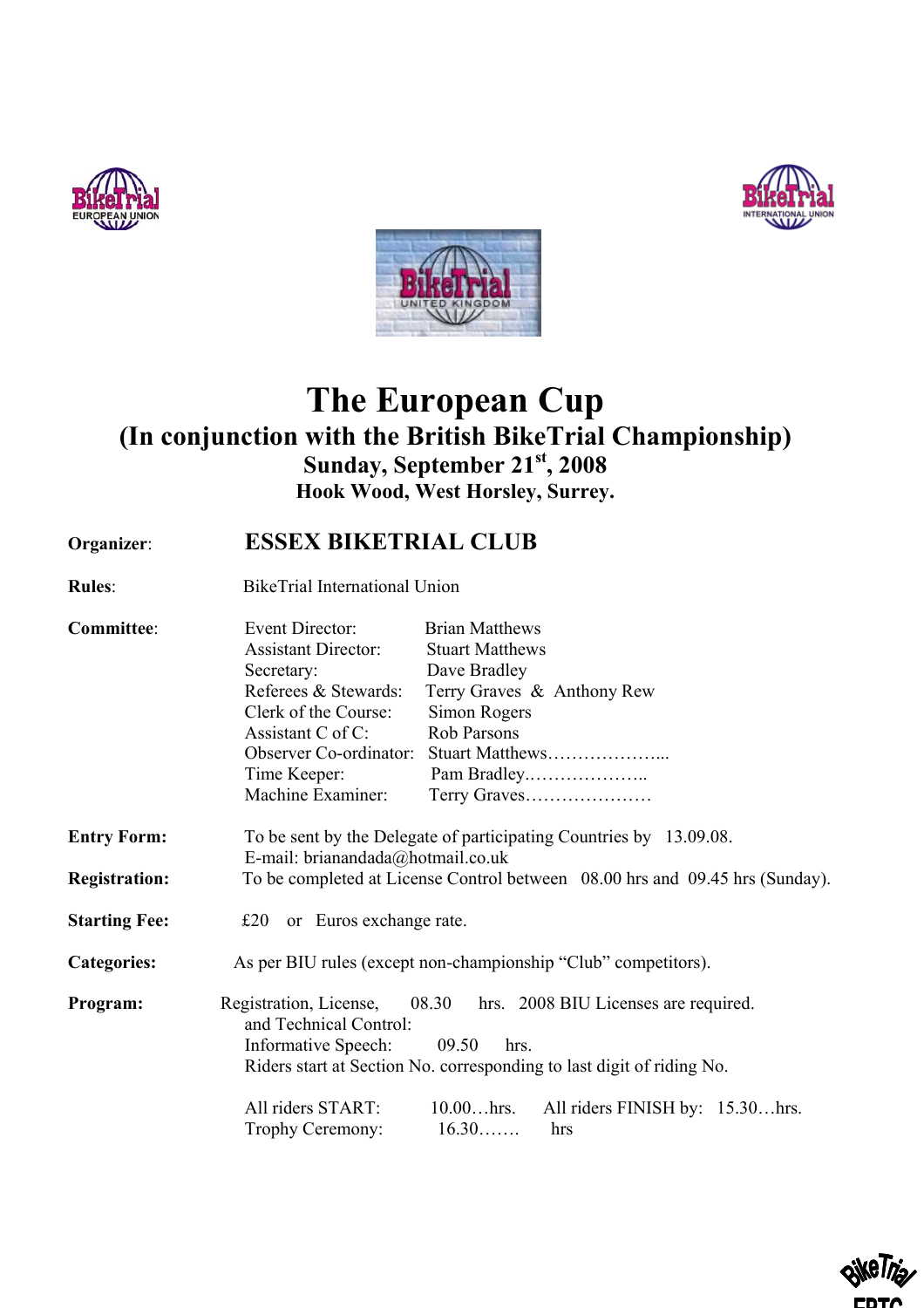# The European Cup

## (In conjunction with the British BikeTrial Championship)

### Sunday, September 21st, 2008

### Hook Wood, West Horsley, Surrey.

**Organizer**: **ESSEX BIKETRIAL CLUB**

**Rules**: BikeTrial International Union

**Committee**:

| | |
|---|---|
| Event Director: | Brian Matthews |
| Assistant Director: | Stuart Matthews |
| Secretary: | Dave Bradley |
| Referees & Stewards: | Terry Graves & Anthony Rew |
| Clerk of the Course: | Simon Rogers |
| Assistant C of C: | Rob Parsons |
| Observer Co-ordinator: | Stuart Matthews……………….... |
| Time Keeper: | Pam Bradley.……………….. |
| Machine Examiner: | Terry Graves………………… |

**Entry Form:** To be sent by the Delegate of participating Countries by 13.09.08.
E-mail: brianandada@hotmail.co.uk

**Registration:** To be completed at License Control between 08.00 hrs and 09.45 hrs (Sunday).

**Starting Fee:** £20 or Euros exchange rate.

**Categories:** As per BIU rules (except non-championship "Club" competitors).

**Program:** Registration, License, and Technical Control: 08.30 hrs. 2008 BIU Licenses are required.
Informative Speech: 09.50 hrs.
Riders start at Section No. corresponding to last digit of riding No.

All riders START: 10.00…hrs. All riders FINISH by: 15.30…hrs.
Trophy Ceremony: 16.30……. hrs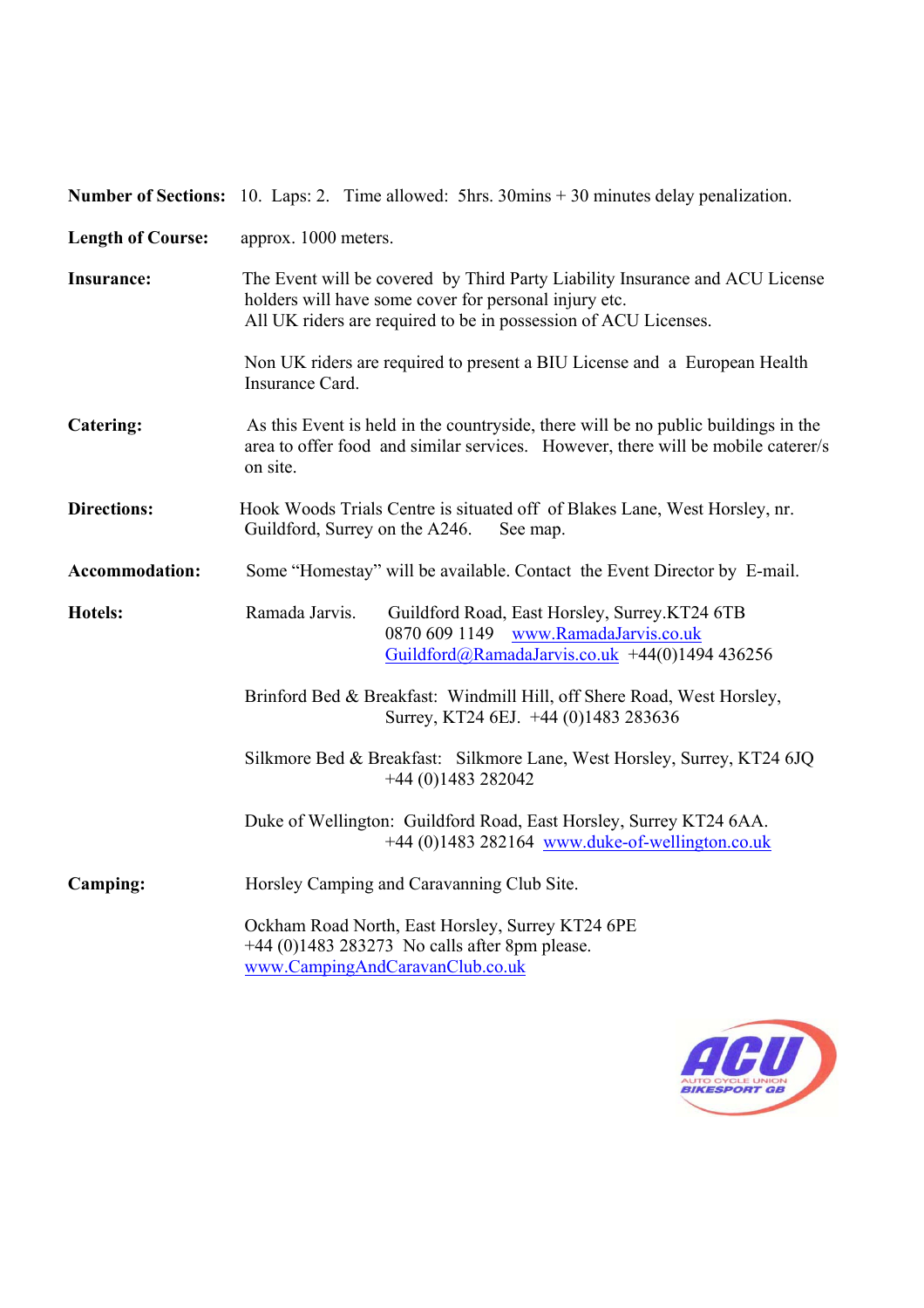**Number of Sections:** 10. Laps: 2. Time allowed: 5hrs. 30mins + 30 minutes delay penalization.

**Length of Course:** approx. 1000 meters.

**Insurance:** The Event will be covered by Third Party Liability Insurance and ACU License holders will have some cover for personal injury etc.
All UK riders are required to be in possession of ACU Licenses.

Non UK riders are required to present a BIU License and a European Health Insurance Card.

**Catering:** As this Event is held in the countryside, there will be no public buildings in the area to offer food and similar services. However, there will be mobile caterer/s on site.

**Directions:** Hook Woods Trials Centre is situated off of Blakes Lane, West Horsley, nr. Guildford, Surrey on the A246. See map.

**Accommodation:** Some "Homestay" will be available. Contact the Event Director by E-mail.

**Hotels:**

Ramada Jarvis. Guildford Road, East Horsley, Surrey.KT24 6TB
0870 609 1149 www.RamadaJarvis.co.uk
Guildford@RamadaJarvis.co.uk +44(0)1494 436256

Brinford Bed & Breakfast: Windmill Hill, off Shere Road, West Horsley, Surrey, KT24 6EJ. +44 (0)1483 283636

Silkmore Bed & Breakfast: Silkmore Lane, West Horsley, Surrey, KT24 6JQ
+44 (0)1483 282042

Duke of Wellington: Guildford Road, East Horsley, Surrey KT24 6AA.
+44 (0)1483 282164 www.duke-of-wellington.co.uk

**Camping:** Horsley Camping and Caravanning Club Site.

Ockham Road North, East Horsley, Surrey KT24 6PE
+44 (0)1483 283273 No calls after 8pm please.
www.CampingAndCaravanClub.co.uk

ACU AUTO CYCLE UNION BIKESPORT GB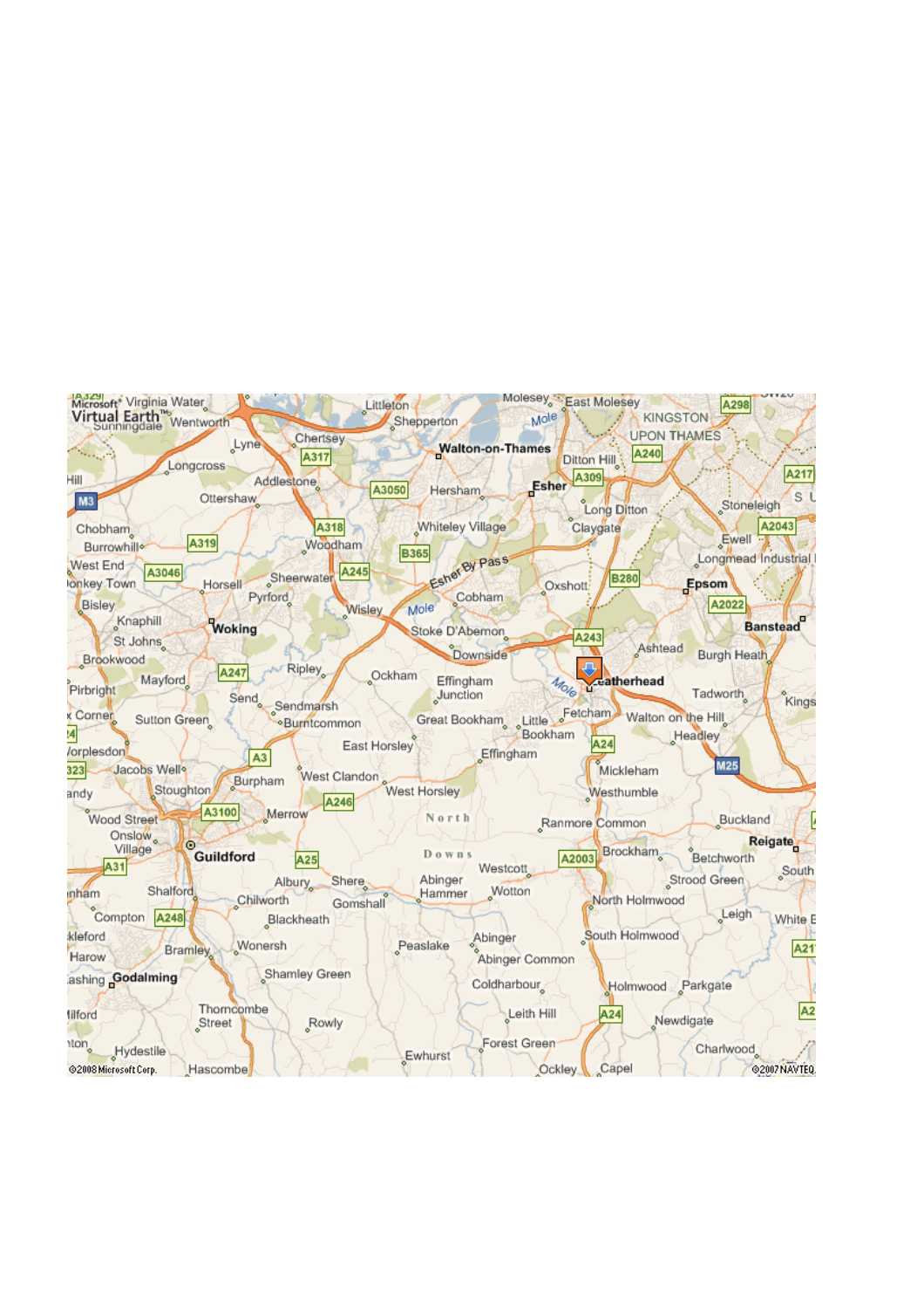Microsoft® Virtual Earth™

Virginia Water
Sunningdale
Wentworth
Littleton
Shepperton
Molesey
East Molesey
KINGSTON UPON THAMES
A298
Mole
Lyne
Chertsey
A317
Walton-on-Thames
Ditton Hill
A240
Longcross
Addlestone
Hersham
Esher
A309
A217
Ottershaw
A3050
Long Ditton
Stoneleigh
M3
Chobham
Burrowhill
A319
A318
Woodham
Whiteley Village
Claygate
A2043
Ewell
B365
Longmead Industrial
West End
Donkey Town
A3046
Horsell
Sheerwater
A245
Esher By Pass
B280
Epsom
Bisley
Pyrford
Mole
Cobham
Oxshott
A2022
Knaphill
Woking
Wisley
Stoke D'Abernon
Banstead
St Johns
A243
Ashtead
Brookwood
Downside
Burgh Heath
Mayford
A247
Ripley
Ockham
Effingham Junction
Mole
Leatherhead
Pirbright
Send
Sendmarsh
Tadworth
Kings
Sutton Green
Burntcommon
Great Bookham
Little Bookham
Fetcham
Walton on the Hill
Worplesdon
East Horsley
A24
Headley
A3
Effingham
Jacobs Well
Burpham
West Clandon
Mickleham
M25
Stoughton
West Horsley
Westhumble
A246
Wood Street
A3100
Merrow
North
Ranmore Common
Buckland
Onslow Village
Guildford
Downs
Reigate
A31
A25
A2003
Brockham
Betchworth
Westcott
South
Albury
Shere
Abinger Hammer
Wotton
Strood Green
Shalford
Chilworth
Gomshall
North Holmwood
Compton
A248
Blackheath
Leigh
White
Abinger
South Holmwood
Bramley
Wonersh
Peaslake
Abinger Common
Godalming
Shamley Green
Coldharbour
Holmwood
Parkgate
Milford
Thorncombe Street
Leith Hill
A24
Rowly
Newdigate
Hydestile
Forest Green
Charlwood
Ewhurst
Ockley
Capel
Hascombe

©2008 Microsoft Corp.
©2007 NAVTEQ